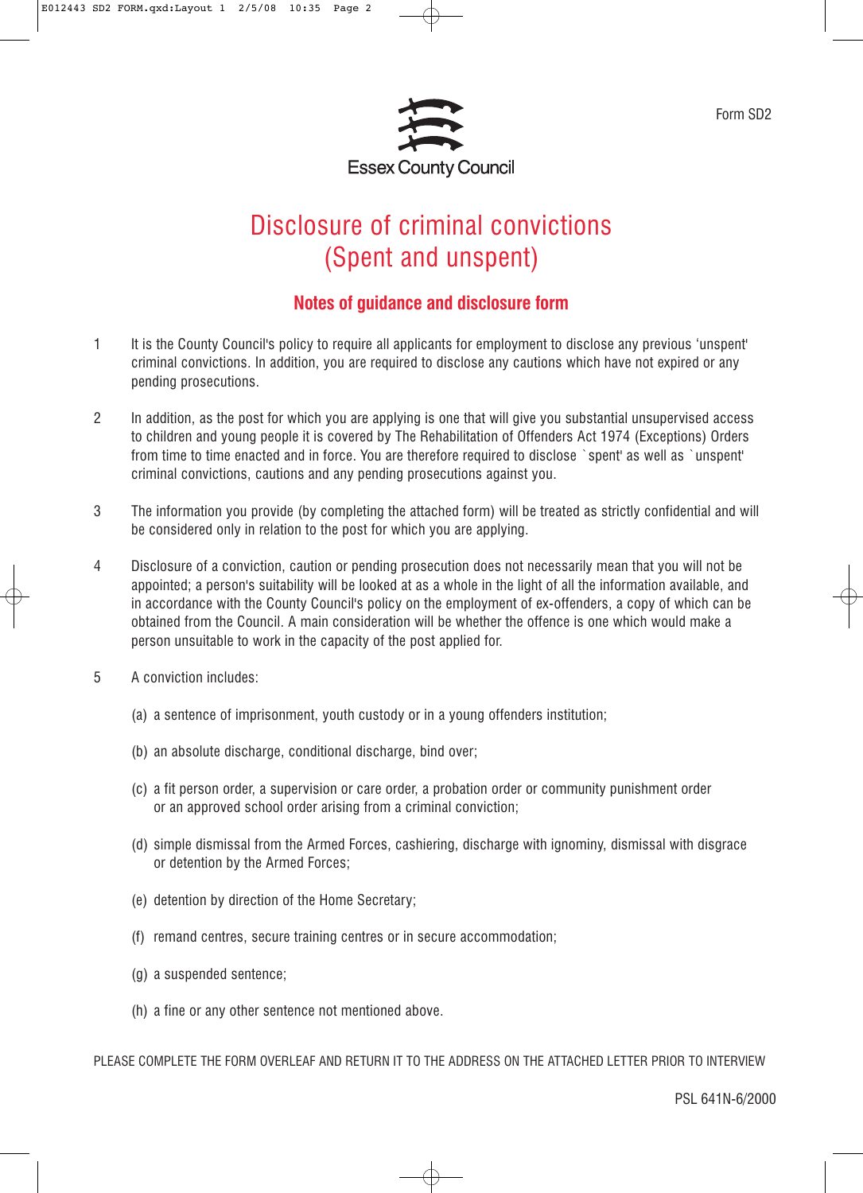Form SD2

Essex County Council

# Disclosure of criminal convictions (Spent and unspent)

## Notes of guidance and disclosure form

1. It is the County Council's policy to require all applicants for employment to disclose any previous 'unspent' criminal convictions. In addition, you are required to disclose any cautions which have not expired or any pending prosecutions.

2. In addition, as the post for which you are applying is one that will give you substantial unsupervised access to children and young people it is covered by The Rehabilitation of Offenders Act 1974 (Exceptions) Orders from time to time enacted and in force. You are therefore required to disclose `spent' as well as `unspent' criminal convictions, cautions and any pending prosecutions against you.

3. The information you provide (by completing the attached form) will be treated as strictly confidential and will be considered only in relation to the post for which you are applying.

4. Disclosure of a conviction, caution or pending prosecution does not necessarily mean that you will not be appointed; a person's suitability will be looked at as a whole in the light of all the information available, and in accordance with the County Council's policy on the employment of ex-offenders, a copy of which can be obtained from the Council. A main consideration will be whether the offence is one which would make a person unsuitable to work in the capacity of the post applied for.

5. A conviction includes:

   (a) a sentence of imprisonment, youth custody or in a young offenders institution;

   (b) an absolute discharge, conditional discharge, bind over;

   (c) a fit person order, a supervision or care order, a probation order or community punishment order or an approved school order arising from a criminal conviction;

   (d) simple dismissal from the Armed Forces, cashiering, discharge with ignominy, dismissal with disgrace or detention by the Armed Forces;

   (e) detention by direction of the Home Secretary;

   (f) remand centres, secure training centres or in secure accommodation;

   (g) a suspended sentence;

   (h) a fine or any other sentence not mentioned above.

PLEASE COMPLETE THE FORM OVERLEAF AND RETURN IT TO THE ADDRESS ON THE ATTACHED LETTER PRIOR TO INTERVIEW

PSL 641N-6/2000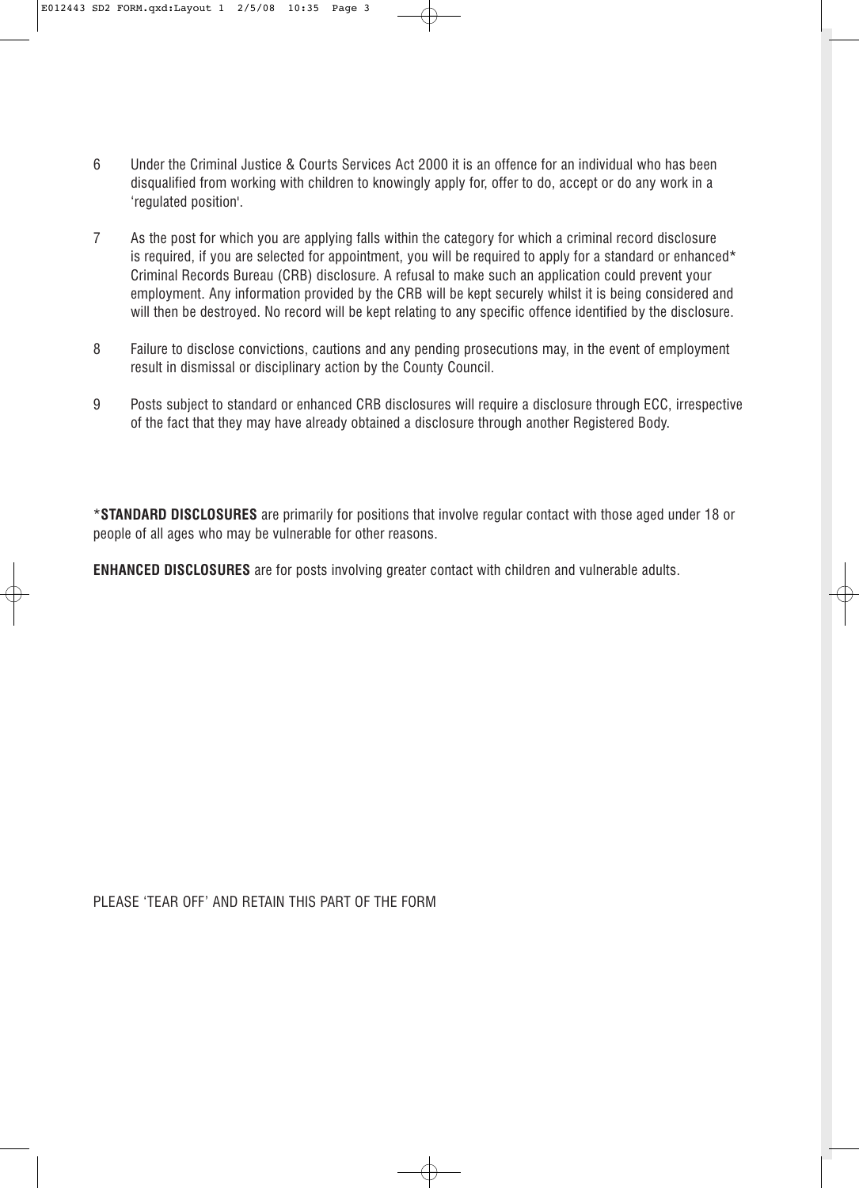6 Under the Criminal Justice & Courts Services Act 2000 it is an offence for an individual who has been disqualified from working with children to knowingly apply for, offer to do, accept or do any work in a 'regulated position'.

7 As the post for which you are applying falls within the category for which a criminal record disclosure is required, if you are selected for appointment, you will be required to apply for a standard or enhanced* Criminal Records Bureau (CRB) disclosure. A refusal to make such an application could prevent your employment. Any information provided by the CRB will be kept securely whilst it is being considered and will then be destroyed. No record will be kept relating to any specific offence identified by the disclosure.

8 Failure to disclose convictions, cautions and any pending prosecutions may, in the event of employment result in dismissal or disciplinary action by the County Council.

9 Posts subject to standard or enhanced CRB disclosures will require a disclosure through ECC, irrespective of the fact that they may have already obtained a disclosure through another Registered Body.

***STANDARD DISCLOSURES** are primarily for positions that involve regular contact with those aged under 18 or people of all ages who may be vulnerable for other reasons.

**ENHANCED DISCLOSURES** are for posts involving greater contact with children and vulnerable adults.

PLEASE 'TEAR OFF' AND RETAIN THIS PART OF THE FORM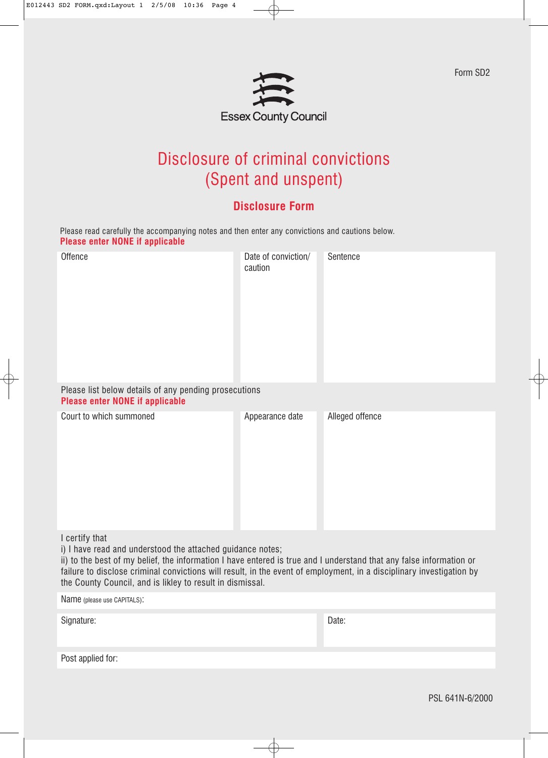Form SD2

Essex County Council

# Disclosure of criminal convictions (Spent and unspent)

## Disclosure Form

Please read carefully the accompanying notes and then enter any convictions and cautions below.

**Please enter NONE if applicable**

| Offence | Date of conviction/ caution | Sentence |
|---|---|---|
| | | |

Please list below details of any pending prosecutions

**Please enter NONE if applicable**

| Court to which summoned | Appearance date | Alleged offence |
|---|---|---|
| | | |

I certify that

i) I have read and understood the attached guidance notes;

ii) to the best of my belief, the information I have entered is true and I understand that any false information or failure to disclose criminal convictions will result, in the event of employment, in a disciplinary investigation by the County Council, and is likley to result in dismissal.

Name (please use CAPITALS):

Signature:

Date:

Post applied for:

PSL 641N-6/2000